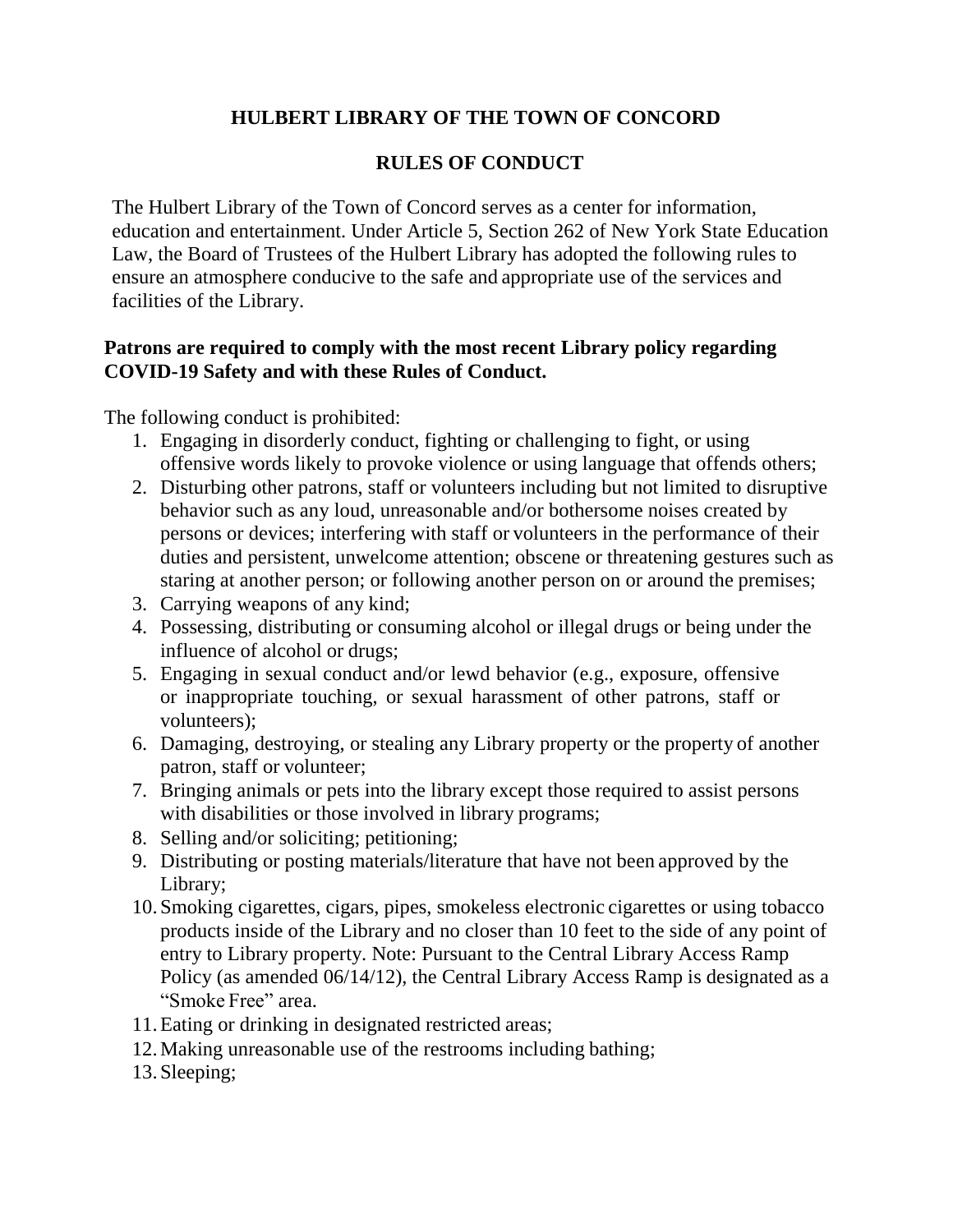# HULBERT LIBRARY OF THE TOWN OF CONCORD

## RULES OF CONDUCT

The Hulbert Library of the Town of Concord serves as a center for information, education and entertainment. Under Article 5, Section 262 of New York State Education Law, the Board of Trustees of the Hulbert Library has adopted the following rules to ensure an atmosphere conducive to the safe and appropriate use of the services and facilities of the Library.

**Patrons are required to comply with the most recent Library policy regarding COVID-19 Safety and with these Rules of Conduct.**

The following conduct is prohibited:

1. Engaging in disorderly conduct, fighting or challenging to fight, or using offensive words likely to provoke violence or using language that offends others;
2. Disturbing other patrons, staff or volunteers including but not limited to disruptive behavior such as any loud, unreasonable and/or bothersome noises created by persons or devices; interfering with staff or volunteers in the performance of their duties and persistent, unwelcome attention; obscene or threatening gestures such as staring at another person; or following another person on or around the premises;
3. Carrying weapons of any kind;
4. Possessing, distributing or consuming alcohol or illegal drugs or being under the influence of alcohol or drugs;
5. Engaging in sexual conduct and/or lewd behavior (e.g., exposure, offensive or inappropriate touching, or sexual harassment of other patrons, staff or volunteers);
6. Damaging, destroying, or stealing any Library property or the property of another patron, staff or volunteer;
7. Bringing animals or pets into the library except those required to assist persons with disabilities or those involved in library programs;
8. Selling and/or soliciting; petitioning;
9. Distributing or posting materials/literature that have not been approved by the Library;
10. Smoking cigarettes, cigars, pipes, smokeless electronic cigarettes or using tobacco products inside of the Library and no closer than 10 feet to the side of any point of entry to Library property. Note: Pursuant to the Central Library Access Ramp Policy (as amended 06/14/12), the Central Library Access Ramp is designated as a "Smoke Free" area.
11. Eating or drinking in designated restricted areas;
12. Making unreasonable use of the restrooms including bathing;
13. Sleeping;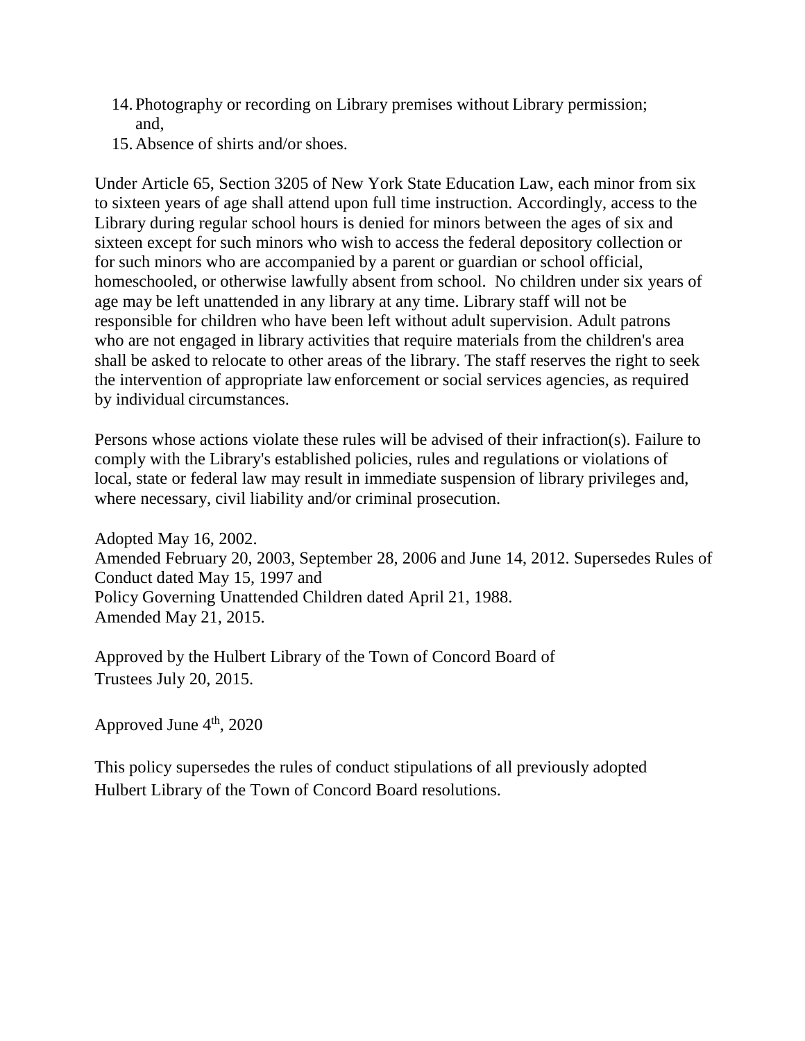14. Photography or recording on Library premises without Library permission; and,
15. Absence of shirts and/or shoes.

Under Article 65, Section 3205 of New York State Education Law, each minor from six to sixteen years of age shall attend upon full time instruction. Accordingly, access to the Library during regular school hours is denied for minors between the ages of six and sixteen except for such minors who wish to access the federal depository collection or for such minors who are accompanied by a parent or guardian or school official, homeschooled, or otherwise lawfully absent from school. No children under six years of age may be left unattended in any library at any time. Library staff will not be responsible for children who have been left without adult supervision. Adult patrons who are not engaged in library activities that require materials from the children's area shall be asked to relocate to other areas of the library. The staff reserves the right to seek the intervention of appropriate law enforcement or social services agencies, as required by individual circumstances.

Persons whose actions violate these rules will be advised of their infraction(s). Failure to comply with the Library's established policies, rules and regulations or violations of local, state or federal law may result in immediate suspension of library privileges and, where necessary, civil liability and/or criminal prosecution.

Adopted May 16, 2002.
Amended February 20, 2003, September 28, 2006 and June 14, 2012. Supersedes Rules of Conduct dated May 15, 1997 and
Policy Governing Unattended Children dated April 21, 1988.
Amended May 21, 2015.

Approved by the Hulbert Library of the Town of Concord Board of Trustees July 20, 2015.

Approved June 4th, 2020

This policy supersedes the rules of conduct stipulations of all previously adopted Hulbert Library of the Town of Concord Board resolutions.